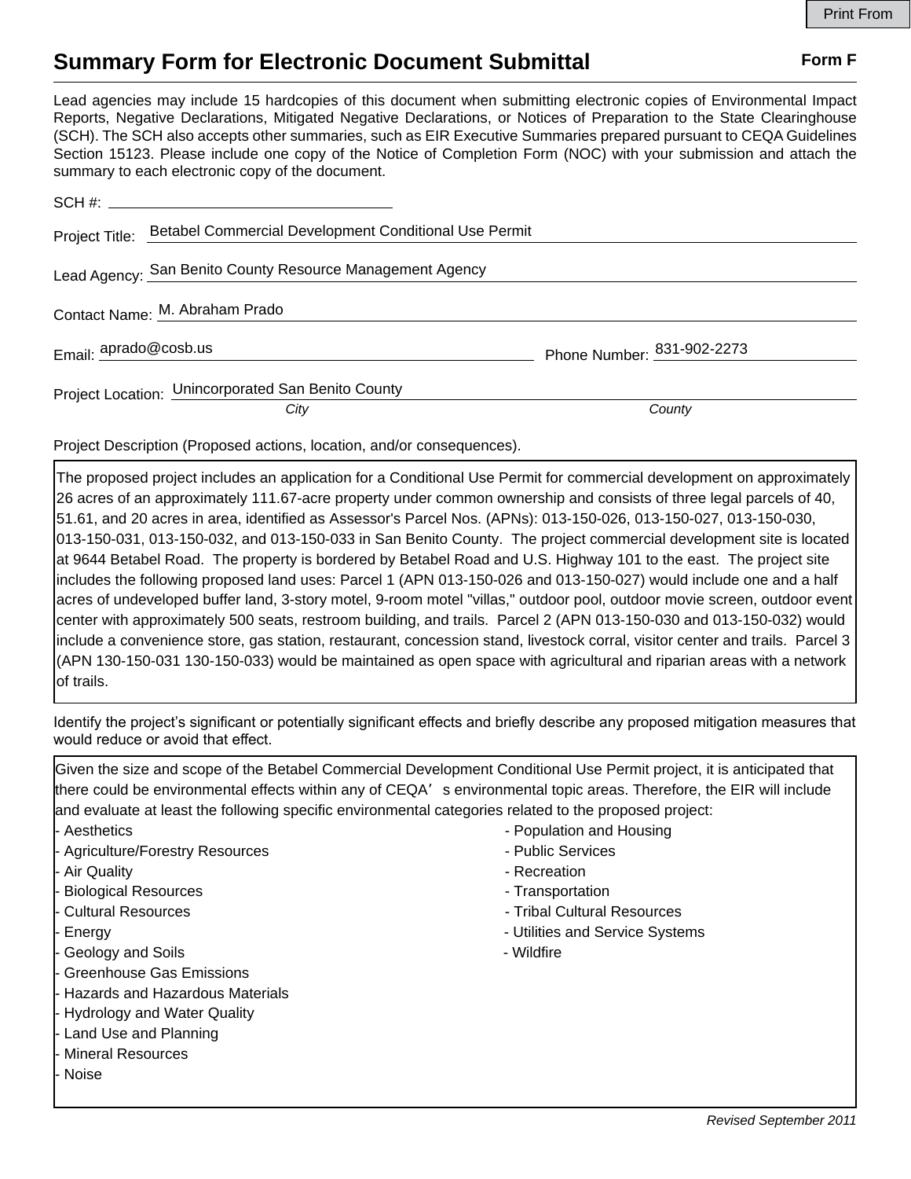Print From

# Summary Form for Electronic Document Submittal

**Form F**

Lead agencies may include 15 hardcopies of this document when submitting electronic copies of Environmental Impact Reports, Negative Declarations, Mitigated Negative Declarations, or Notices of Preparation to the State Clearinghouse (SCH). The SCH also accepts other summaries, such as EIR Executive Summaries prepared pursuant to CEQA Guidelines Section 15123. Please include one copy of the Notice of Completion Form (NOC) with your submission and attach the summary to each electronic copy of the document.

SCH #: 

Project Title: Betabel Commercial Development Conditional Use Permit

Lead Agency: San Benito County Resource Management Agency

Contact Name: M. Abraham Prado

Email: aprado@cosb.us    Phone Number: 831-902-2273

Project Location: Unincorporated San Benito County
*City*    *County*

Project Description (Proposed actions, location, and/or consequences).

The proposed project includes an application for a Conditional Use Permit for commercial development on approximately 26 acres of an approximately 111.67-acre property under common ownership and consists of three legal parcels of 40, 51.61, and 20 acres in area, identified as Assessor's Parcel Nos. (APNs): 013-150-026, 013-150-027, 013-150-030, 013-150-031, 013-150-032, and 013-150-033 in San Benito County. The project commercial development site is located at 9644 Betabel Road. The property is bordered by Betabel Road and U.S. Highway 101 to the east. The project site includes the following proposed land uses: Parcel 1 (APN 013-150-026 and 013-150-027) would include one and a half acres of undeveloped buffer land, 3-story motel, 9-room motel "villas," outdoor pool, outdoor movie screen, outdoor event center with approximately 500 seats, restroom building, and trails. Parcel 2 (APN 013-150-030 and 013-150-032) would include a convenience store, gas station, restaurant, concession stand, livestock corral, visitor center and trails. Parcel 3 (APN 130-150-031 130-150-033) would be maintained as open space with agricultural and riparian areas with a network of trails.

Identify the project's significant or potentially significant effects and briefly describe any proposed mitigation measures that would reduce or avoid that effect.

Given the size and scope of the Betabel Commercial Development Conditional Use Permit project, it is anticipated that there could be environmental effects within any of CEQA's environmental topic areas. Therefore, the EIR will include and evaluate at least the following specific environmental categories related to the proposed project:

- Aesthetics
- Agriculture/Forestry Resources
- Air Quality
- Biological Resources
- Cultural Resources
- Energy
- Geology and Soils
- Greenhouse Gas Emissions
- Hazards and Hazardous Materials
- Hydrology and Water Quality
- Land Use and Planning
- Mineral Resources
- Noise
- Population and Housing
- Public Services
- Recreation
- Transportation
- Tribal Cultural Resources
- Utilities and Service Systems
- Wildfire

*Revised September 2011*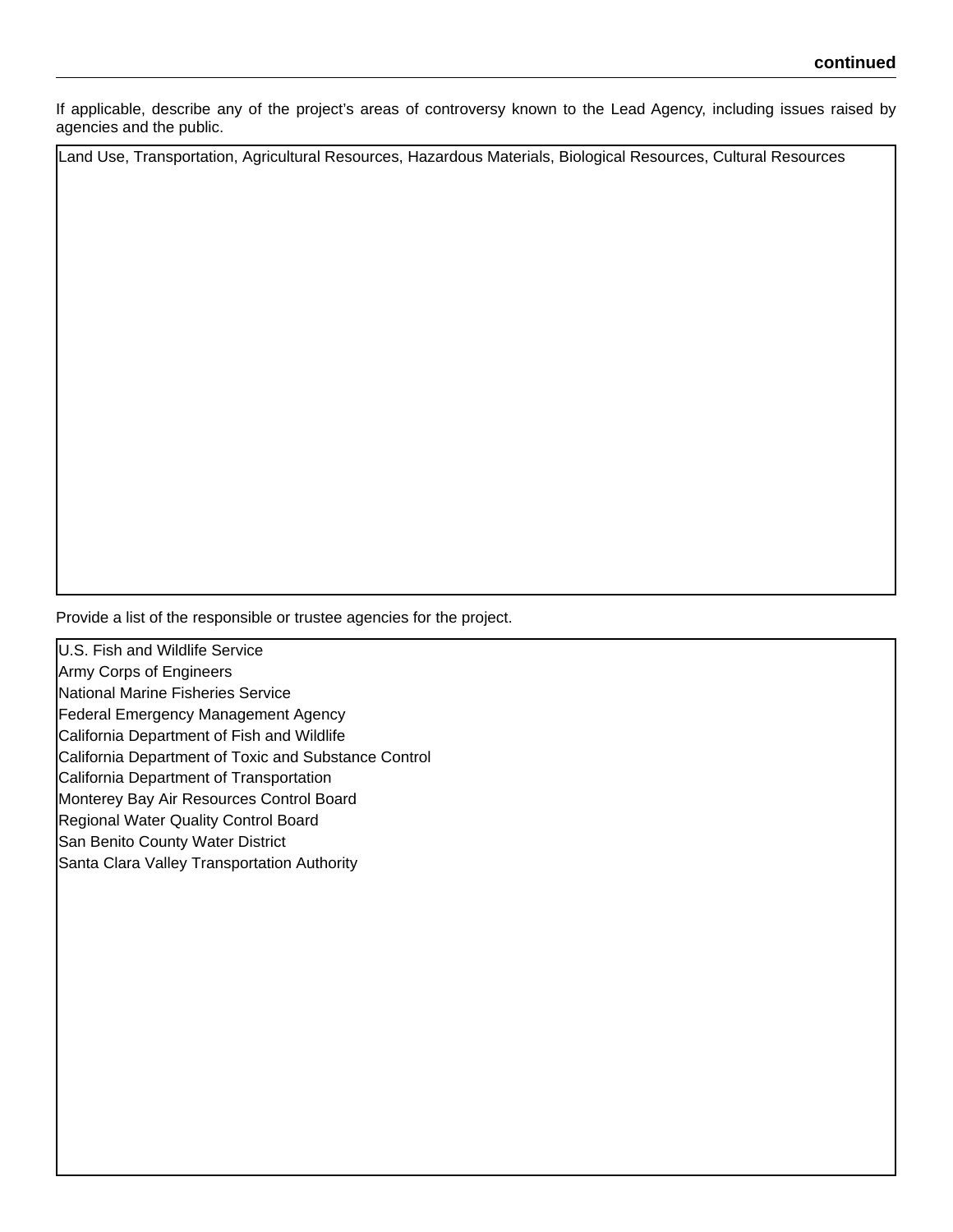**continued**

If applicable, describe any of the project's areas of controversy known to the Lead Agency, including issues raised by agencies and the public.

Land Use, Transportation, Agricultural Resources, Hazardous Materials, Biological Resources, Cultural Resources

Provide a list of the responsible or trustee agencies for the project.

U.S. Fish and Wildlife Service
Army Corps of Engineers
National Marine Fisheries Service
Federal Emergency Management Agency
California Department of Fish and Wildlife
California Department of Toxic and Substance Control
California Department of Transportation
Monterey Bay Air Resources Control Board
Regional Water Quality Control Board
San Benito County Water District
Santa Clara Valley Transportation Authority